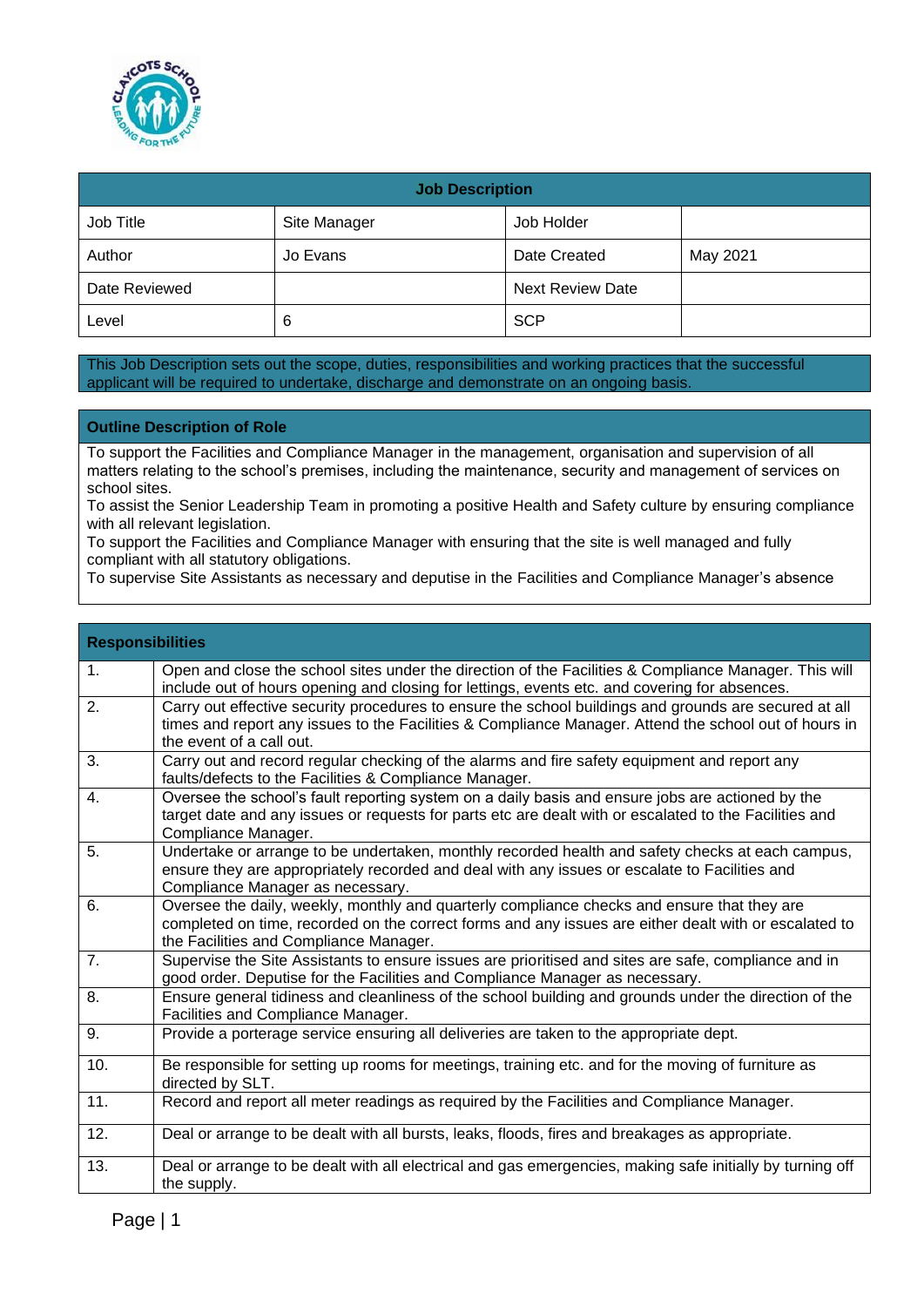| Job Description | | | |
| --- | --- | --- | --- |
| Job Title | Site Manager | Job Holder | |
| Author | Jo Evans | Date Created | May 2021 |
| Date Reviewed | | Next Review Date | |
| Level | 6 | SCP | |

This Job Description sets out the scope, duties, responsibilities and working practices that the successful applicant will be required to undertake, discharge and demonstrate on an ongoing basis.

## Outline Description of Role

To support the Facilities and Compliance Manager in the management, organisation and supervision of all matters relating to the school's premises, including the maintenance, security and management of services on school sites.

To assist the Senior Leadership Team in promoting a positive Health and Safety culture by ensuring compliance with all relevant legislation.

To support the Facilities and Compliance Manager with ensuring that the site is well managed and fully compliant with all statutory obligations.

To supervise Site Assistants as necessary and deputise in the Facilities and Compliance Manager's absence

## Responsibilities

| | |
| --- | --- |
| 1. | Open and close the school sites under the direction of the Facilities & Compliance Manager. This will include out of hours opening and closing for lettings, events etc. and covering for absences. |
| 2. | Carry out effective security procedures to ensure the school buildings and grounds are secured at all times and report any issues to the Facilities & Compliance Manager. Attend the school out of hours in the event of a call out. |
| 3. | Carry out and record regular checking of the alarms and fire safety equipment and report any faults/defects to the Facilities & Compliance Manager. |
| 4. | Oversee the school's fault reporting system on a daily basis and ensure jobs are actioned by the target date and any issues or requests for parts etc are dealt with or escalated to the Facilities and Compliance Manager. |
| 5. | Undertake or arrange to be undertaken, monthly recorded health and safety checks at each campus, ensure they are appropriately recorded and deal with any issues or escalate to Facilities and Compliance Manager as necessary. |
| 6. | Oversee the daily, weekly, monthly and quarterly compliance checks and ensure that they are completed on time, recorded on the correct forms and any issues are either dealt with or escalated to the Facilities and Compliance Manager. |
| 7. | Supervise the Site Assistants to ensure issues are prioritised and sites are safe, compliance and in good order. Deputise for the Facilities and Compliance Manager as necessary. |
| 8. | Ensure general tidiness and cleanliness of the school building and grounds under the direction of the Facilities and Compliance Manager. |
| 9. | Provide a porterage service ensuring all deliveries are taken to the appropriate dept. |
| 10. | Be responsible for setting up rooms for meetings, training etc. and for the moving of furniture as directed by SLT. |
| 11. | Record and report all meter readings as required by the Facilities and Compliance Manager. |
| 12. | Deal or arrange to be dealt with all bursts, leaks, floods, fires and breakages as appropriate. |
| 13. | Deal or arrange to be dealt with all electrical and gas emergencies, making safe initially by turning off the supply. |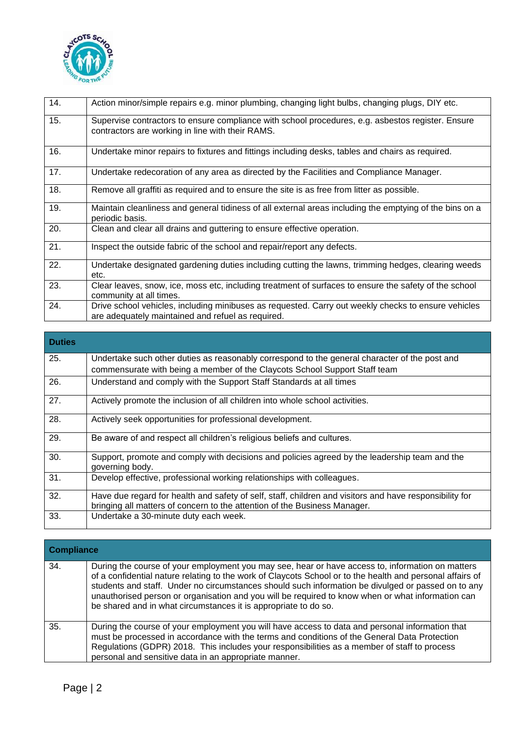| | |
|---|---|
| 14. | Action minor/simple repairs e.g. minor plumbing, changing light bulbs, changing plugs, DIY etc. |
| 15. | Supervise contractors to ensure compliance with school procedures, e.g. asbestos register. Ensure contractors are working in line with their RAMS. |
| 16. | Undertake minor repairs to fixtures and fittings including desks, tables and chairs as required. |
| 17. | Undertake redecoration of any area as directed by the Facilities and Compliance Manager. |
| 18. | Remove all graffiti as required and to ensure the site is as free from litter as possible. |
| 19. | Maintain cleanliness and general tidiness of all external areas including the emptying of the bins on a periodic basis. |
| 20. | Clean and clear all drains and guttering to ensure effective operation. |
| 21. | Inspect the outside fabric of the school and repair/report any defects. |
| 22. | Undertake designated gardening duties including cutting the lawns, trimming hedges, clearing weeds etc. |
| 23. | Clear leaves, snow, ice, moss etc, including treatment of surfaces to ensure the safety of the school community at all times. |
| 24. | Drive school vehicles, including minibuses as requested. Carry out weekly checks to ensure vehicles are adequately maintained and refuel as required. |

| **Duties** | |
|---|---|
| 25. | Undertake such other duties as reasonably correspond to the general character of the post and commensurate with being a member of the Claycots School Support Staff team |
| 26. | Understand and comply with the Support Staff Standards at all times |
| 27. | Actively promote the inclusion of all children into whole school activities. |
| 28. | Actively seek opportunities for professional development. |
| 29. | Be aware of and respect all children's religious beliefs and cultures. |
| 30. | Support, promote and comply with decisions and policies agreed by the leadership team and the governing body. |
| 31. | Develop effective, professional working relationships with colleagues. |
| 32. | Have due regard for health and safety of self, staff, children and visitors and have responsibility for bringing all matters of concern to the attention of the Business Manager. |
| 33. | Undertake a 30-minute duty each week. |

| **Compliance** | |
|---|---|
| 34. | During the course of your employment you may see, hear or have access to, information on matters of a confidential nature relating to the work of Claycots School or to the health and personal affairs of students and staff. Under no circumstances should such information be divulged or passed on to any unauthorised person or organisation and you will be required to know when or what information can be shared and in what circumstances it is appropriate to do so. |
| 35. | During the course of your employment you will have access to data and personal information that must be processed in accordance with the terms and conditions of the General Data Protection Regulations (GDPR) 2018. This includes your responsibilities as a member of staff to process personal and sensitive data in an appropriate manner. |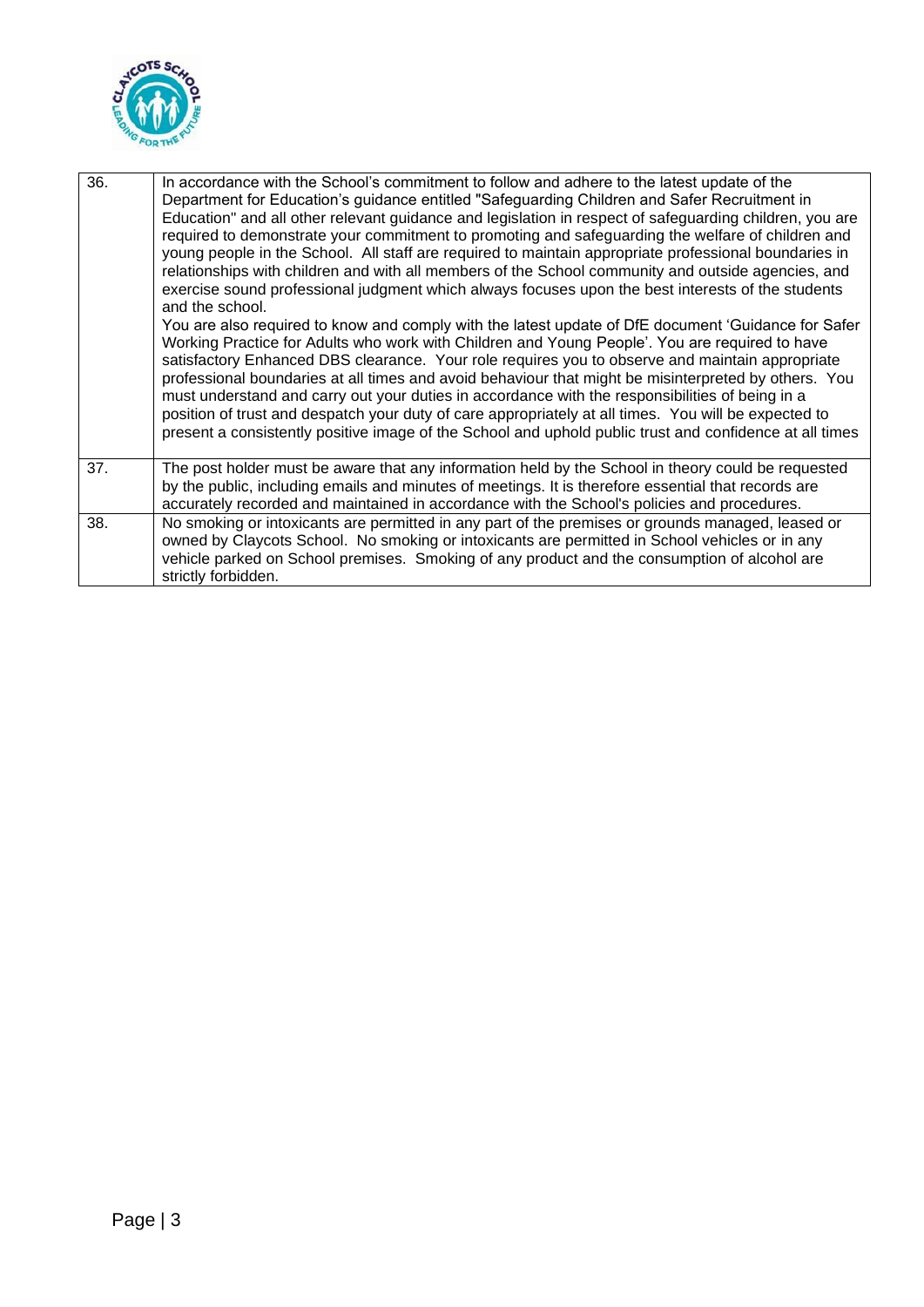| | |
|---|---|
| 36. | In accordance with the School's commitment to follow and adhere to the latest update of the Department for Education's guidance entitled "Safeguarding Children and Safer Recruitment in Education" and all other relevant guidance and legislation in respect of safeguarding children, you are required to demonstrate your commitment to promoting and safeguarding the welfare of children and young people in the School. All staff are required to maintain appropriate professional boundaries in relationships with children and with all members of the School community and outside agencies, and exercise sound professional judgment which always focuses upon the best interests of the students and the school.<br>You are also required to know and comply with the latest update of DfE document 'Guidance for Safer Working Practice for Adults who work with Children and Young People'. You are required to have satisfactory Enhanced DBS clearance. Your role requires you to observe and maintain appropriate professional boundaries at all times and avoid behaviour that might be misinterpreted by others. You must understand and carry out your duties in accordance with the responsibilities of being in a position of trust and despatch your duty of care appropriately at all times. You will be expected to present a consistently positive image of the School and uphold public trust and confidence at all times |
| 37. | The post holder must be aware that any information held by the School in theory could be requested by the public, including emails and minutes of meetings. It is therefore essential that records are accurately recorded and maintained in accordance with the School's policies and procedures. |
| 38. | No smoking or intoxicants are permitted in any part of the premises or grounds managed, leased or owned by Claycots School. No smoking or intoxicants are permitted in School vehicles or in any vehicle parked on School premises. Smoking of any product and the consumption of alcohol are strictly forbidden. |